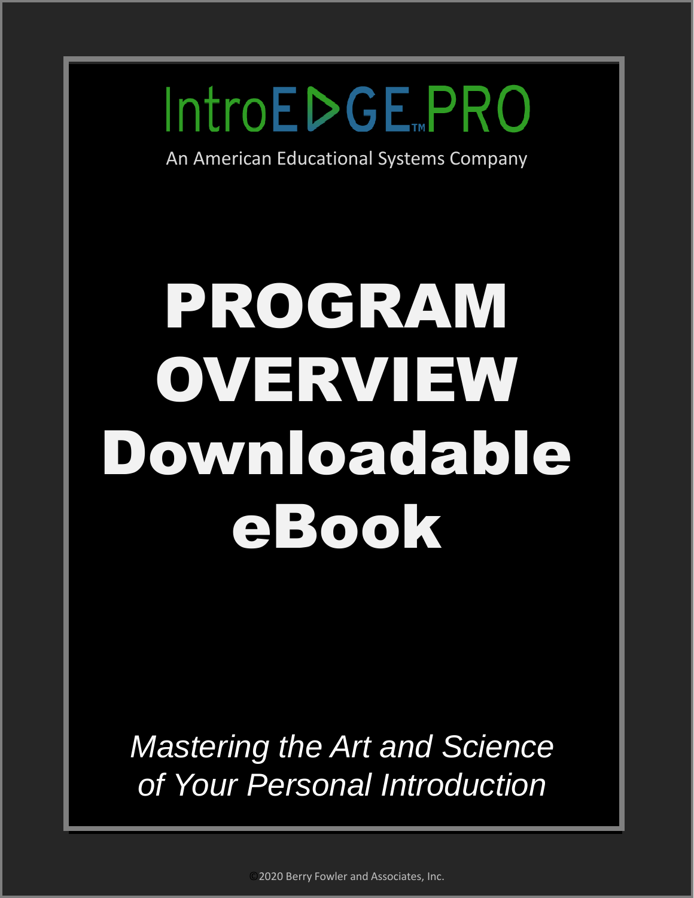IntroEDGE™PRO

An American Educational Systems Company

# PROGRAM OVERVIEW Downloadable eBook

*Mastering the Art and Science of Your Personal Introduction*

©2020 Berry Fowler and Associates, Inc.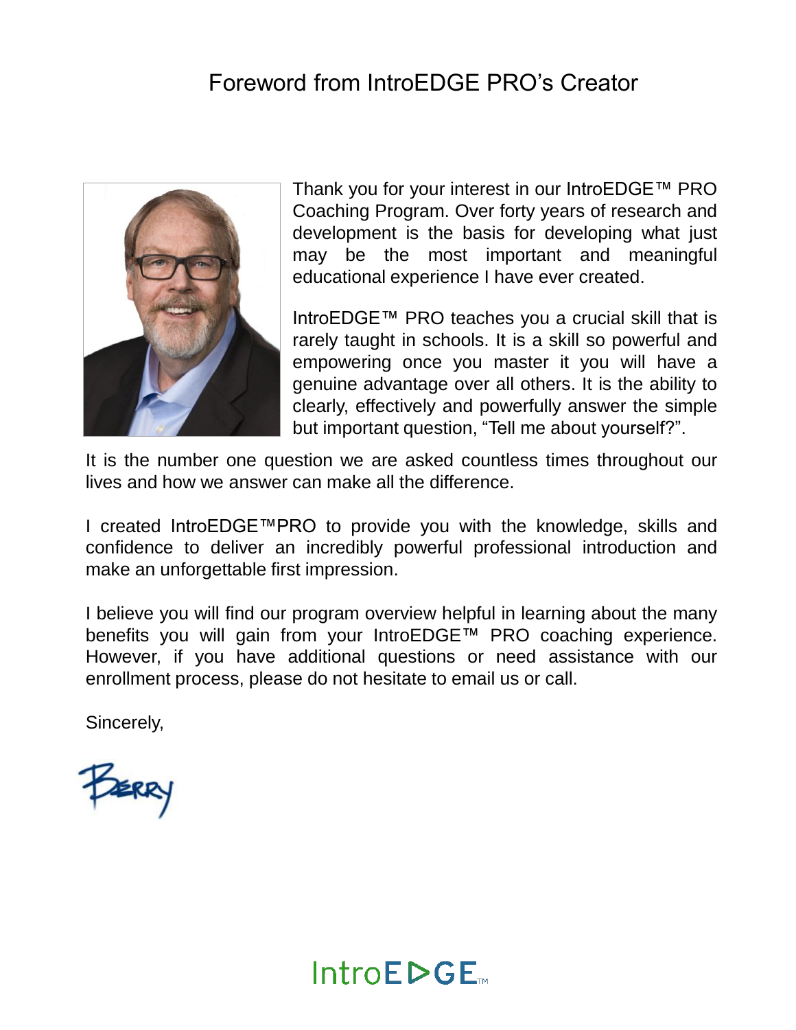# Foreword from IntroEDGE PRO's Creator

Thank you for your interest in our IntroEDGE™ PRO Coaching Program. Over forty years of research and development is the basis for developing what just may be the most important and meaningful educational experience I have ever created.

IntroEDGE™ PRO teaches you a crucial skill that is rarely taught in schools. It is a skill so powerful and empowering once you master it you will have a genuine advantage over all others. It is the ability to clearly, effectively and powerfully answer the simple but important question, "Tell me about yourself?".

It is the number one question we are asked countless times throughout our lives and how we answer can make all the difference.

I created IntroEDGE™PRO to provide you with the knowledge, skills and confidence to deliver an incredibly powerful professional introduction and make an unforgettable first impression.

I believe you will find our program overview helpful in learning about the many benefits you will gain from your IntroEDGE™ PRO coaching experience. However, if you have additional questions or need assistance with our enrollment process, please do not hesitate to email us or call.

Sincerely,

Berry

IntroEDGE™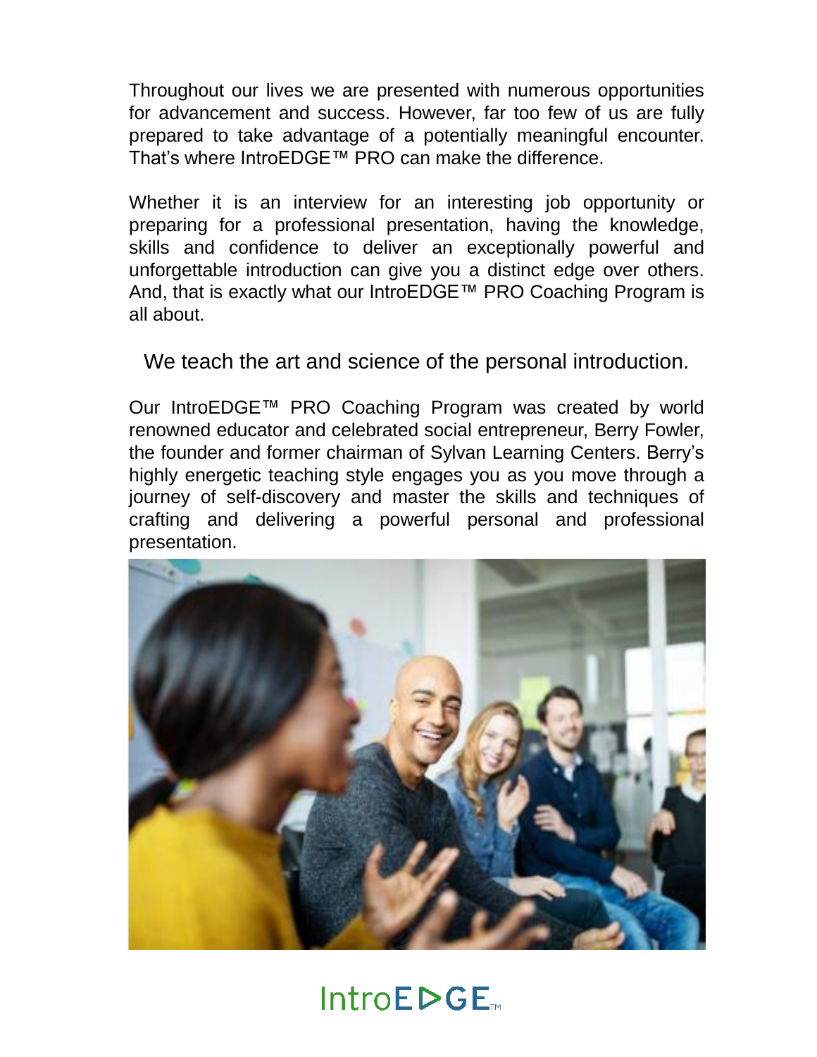Throughout our lives we are presented with numerous opportunities for advancement and success. However, far too few of us are fully prepared to take advantage of a potentially meaningful encounter. That's where IntroEDGE™ PRO can make the difference.

Whether it is an interview for an interesting job opportunity or preparing for a professional presentation, having the knowledge, skills and confidence to deliver an exceptionally powerful and unforgettable introduction can give you a distinct edge over others. And, that is exactly what our IntroEDGE™ PRO Coaching Program is all about.

We teach the art and science of the personal introduction.

Our IntroEDGE™ PRO Coaching Program was created by world renowned educator and celebrated social entrepreneur, Berry Fowler, the founder and former chairman of Sylvan Learning Centers. Berry's highly energetic teaching style engages you as you move through a journey of self-discovery and master the skills and techniques of crafting and delivering a powerful personal and professional presentation.

IntroEDGE™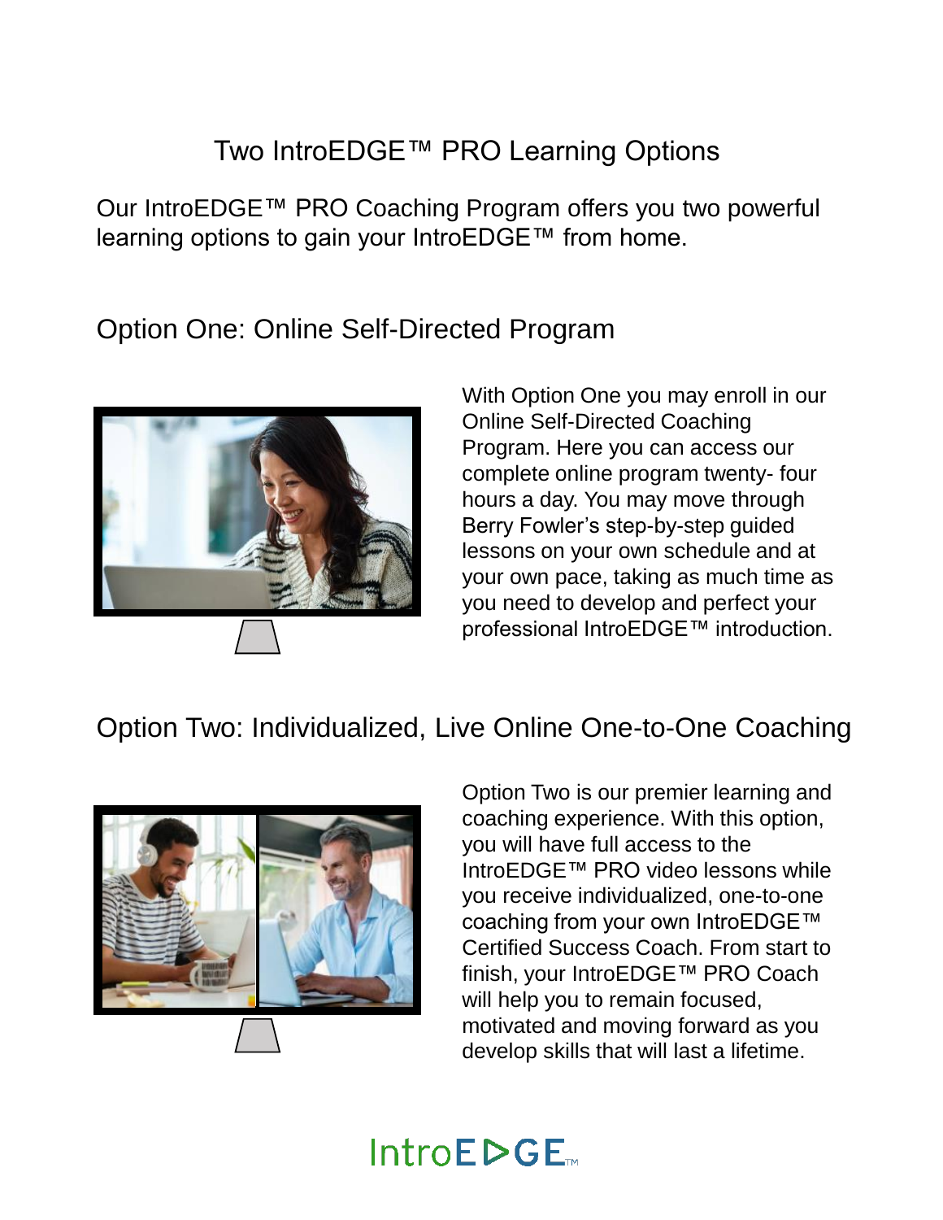# Two IntroEDGE™ PRO Learning Options

Our IntroEDGE™ PRO Coaching Program offers you two powerful learning options to gain your IntroEDGE™ from home.

## Option One: Online Self-Directed Program

With Option One you may enroll in our Online Self-Directed Coaching Program. Here you can access our complete online program twenty- four hours a day. You may move through Berry Fowler's step-by-step guided lessons on your own schedule and at your own pace, taking as much time as you need to develop and perfect your professional IntroEDGE™ introduction.

## Option Two: Individualized, Live Online One-to-One Coaching

Option Two is our premier learning and coaching experience. With this option, you will have full access to the IntroEDGE™ PRO video lessons while you receive individualized, one-to-one coaching from your own IntroEDGE™ Certified Success Coach. From start to finish, your IntroEDGE™ PRO Coach will help you to remain focused, motivated and moving forward as you develop skills that will last a lifetime.

IntroEDGE™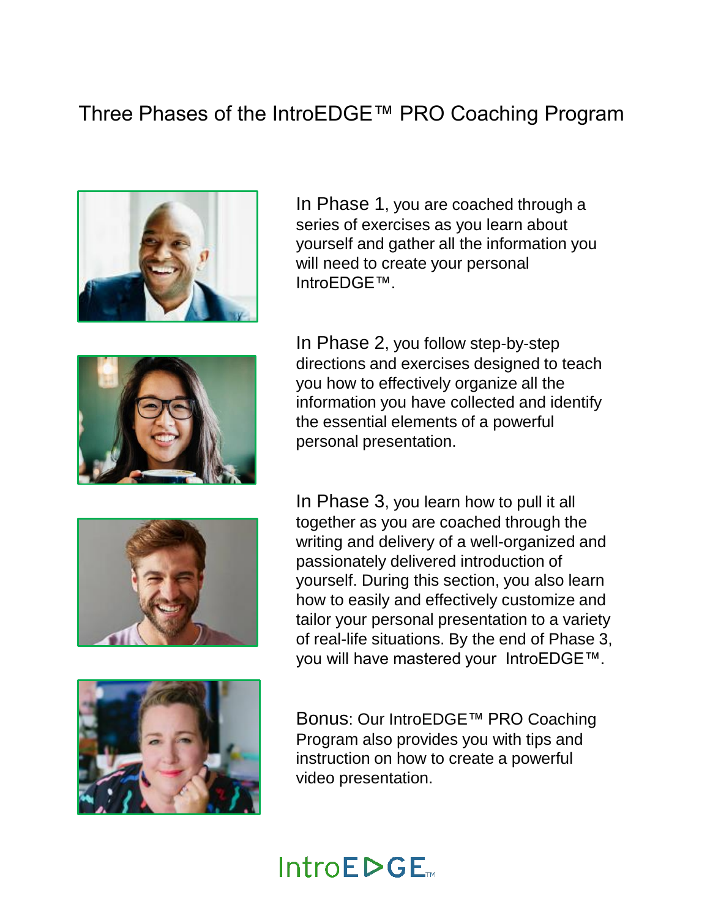# Three Phases of the IntroEDGE™ PRO Coaching Program

In Phase 1, you are coached through a series of exercises as you learn about yourself and gather all the information you will need to create your personal IntroEDGE™.

In Phase 2, you follow step-by-step directions and exercises designed to teach you how to effectively organize all the information you have collected and identify the essential elements of a powerful personal presentation.

In Phase 3, you learn how to pull it all together as you are coached through the writing and delivery of a well-organized and passionately delivered introduction of yourself. During this section, you also learn how to easily and effectively customize and tailor your personal presentation to a variety of real-life situations. By the end of Phase 3, you will have mastered your IntroEDGE™.

Bonus: Our IntroEDGE™ PRO Coaching Program also provides you with tips and instruction on how to create a powerful video presentation.

IntroEDGE™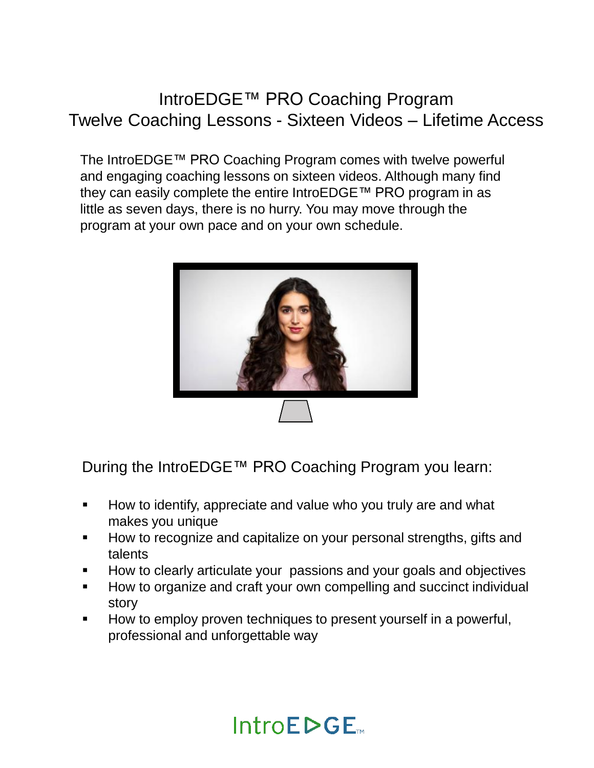# IntroEDGE™ PRO Coaching Program
## Twelve Coaching Lessons - Sixteen Videos – Lifetime Access

The IntroEDGE™ PRO Coaching Program comes with twelve powerful and engaging coaching lessons on sixteen videos. Although many find they can easily complete the entire IntroEDGE™ PRO program in as little as seven days, there is no hurry. You may move through the program at your own pace and on your own schedule.

During the IntroEDGE™ PRO Coaching Program you learn:

- How to identify, appreciate and value who you truly are and what makes you unique
- How to recognize and capitalize on your personal strengths, gifts and talents
- How to clearly articulate your passions and your goals and objectives
- How to organize and craft your own compelling and succinct individual story
- How to employ proven techniques to present yourself in a powerful, professional and unforgettable way

IntroEDGE™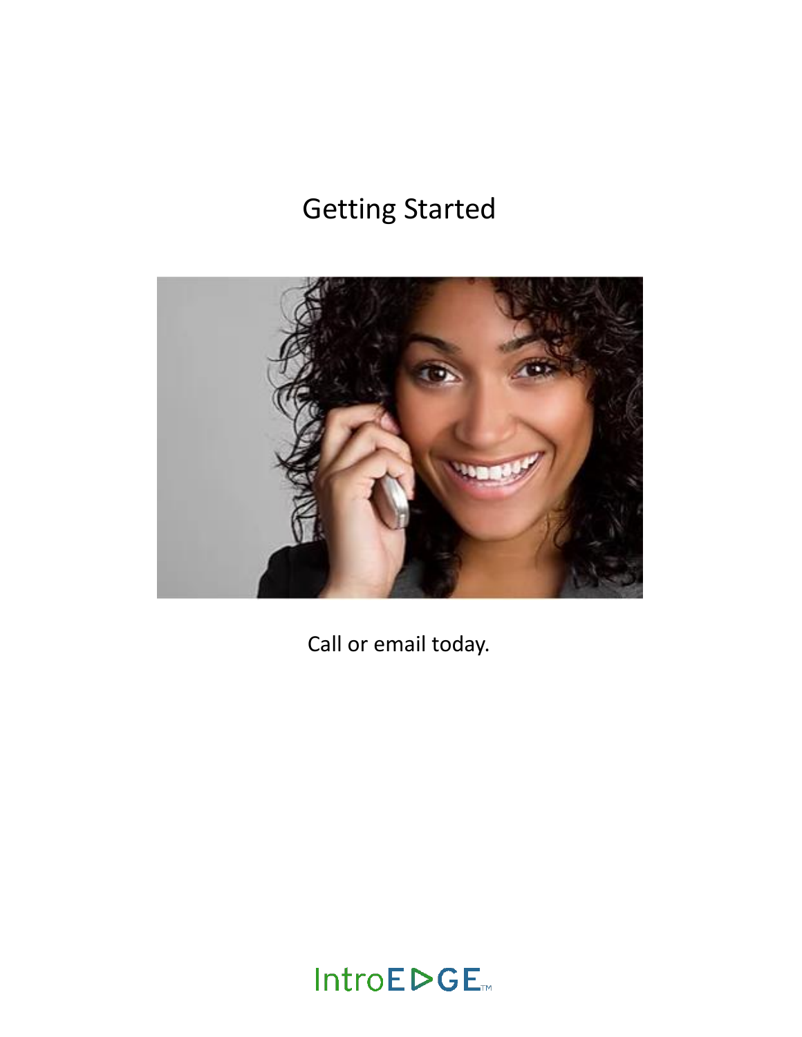# Getting Started

Call or email today.

IntroEDGE™